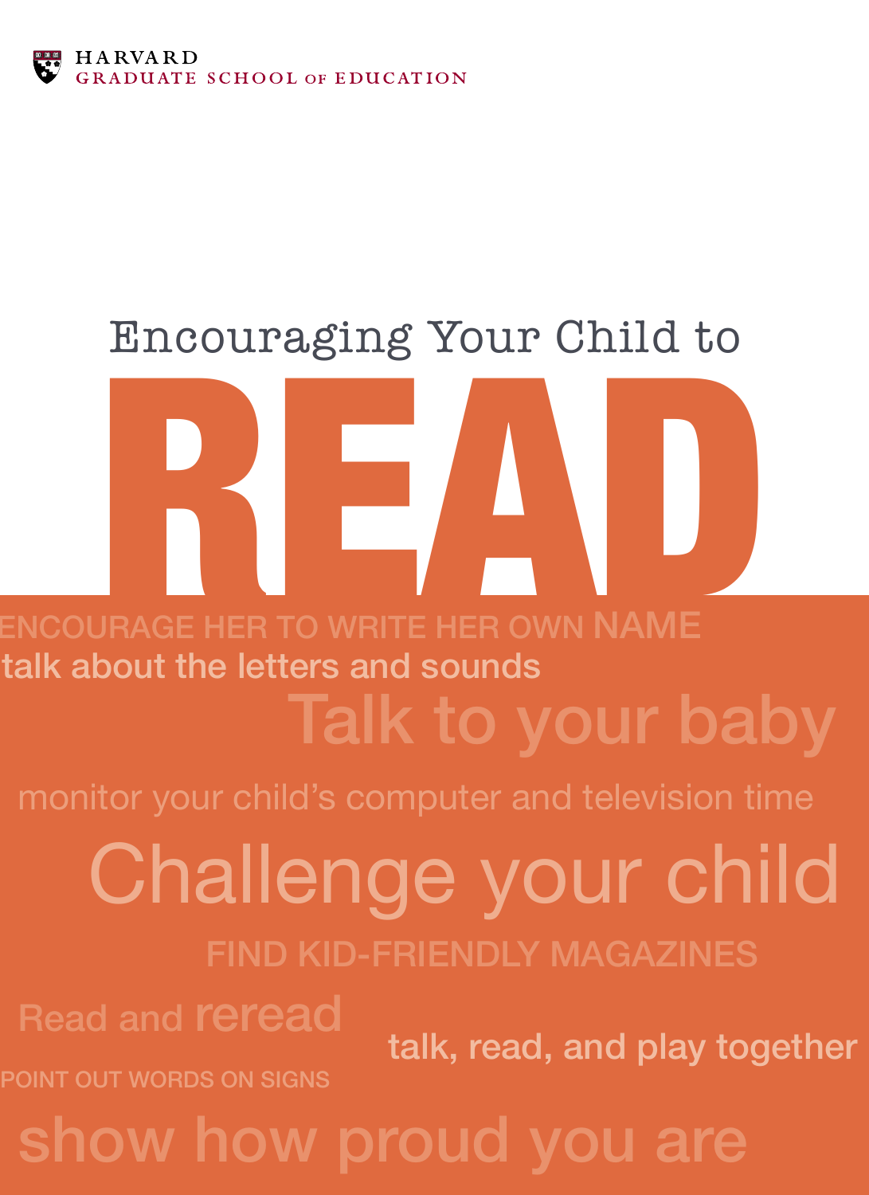HARVARD
GRADUATE SCHOOL OF EDUCATION

# Encouraging Your Child to READ

ENCOURAGE HER TO WRITE HER OWN NAME

talk about the letters and sounds

Talk to your baby

monitor your child's computer and television time

Challenge your child

FIND KID-FRIENDLY MAGAZINES

Read and reread

talk, read, and play together

POINT OUT WORDS ON SIGNS

show how proud you are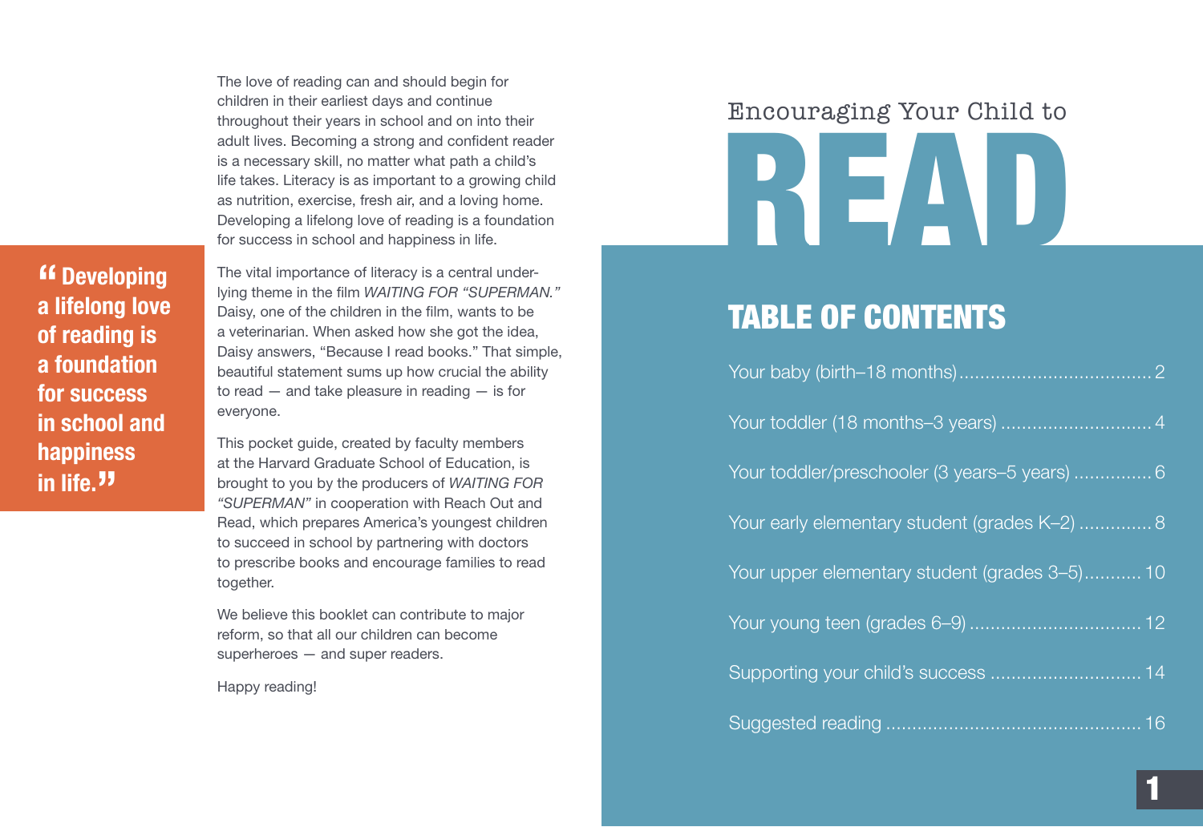# Encouraging Your Child to READ

The love of reading can and should begin for children in their earliest days and continue throughout their years in school and on into their adult lives. Becoming a strong and confident reader is a necessary skill, no matter what path a child's life takes. Literacy is as important to a growing child as nutrition, exercise, fresh air, and a loving home. Developing a lifelong love of reading is a foundation for success in school and happiness in life.

> **"Developing a lifelong love of reading is a foundation for success in school and happiness in life."**

The vital importance of literacy is a central underlying theme in the film *WAITING FOR "SUPERMAN."* Daisy, one of the children in the film, wants to be a veterinarian. When asked how she got the idea, Daisy answers, "Because I read books." That simple, beautiful statement sums up how crucial the ability to read — and take pleasure in reading — is for everyone.

This pocket guide, created by faculty members at the Harvard Graduate School of Education, is brought to you by the producers of *WAITING FOR "SUPERMAN"* in cooperation with Reach Out and Read, which prepares America's youngest children to succeed in school by partnering with doctors to prescribe books and encourage families to read together.

We believe this booklet can contribute to major reform, so that all our children can become superheroes — and super readers.

Happy reading!

## TABLE OF CONTENTS

Your baby (birth–18 months) .................................... 2

Your toddler (18 months–3 years) ............................ 4

Your toddler/preschooler (3 years–5 years) ............... 6

Your early elementary student (grades K–2) .............. 8

Your upper elementary student (grades 3–5)........... 10

Your young teen (grades 6–9) ................................ 12

Supporting your child's success ............................. 14

Suggested reading ................................................ 16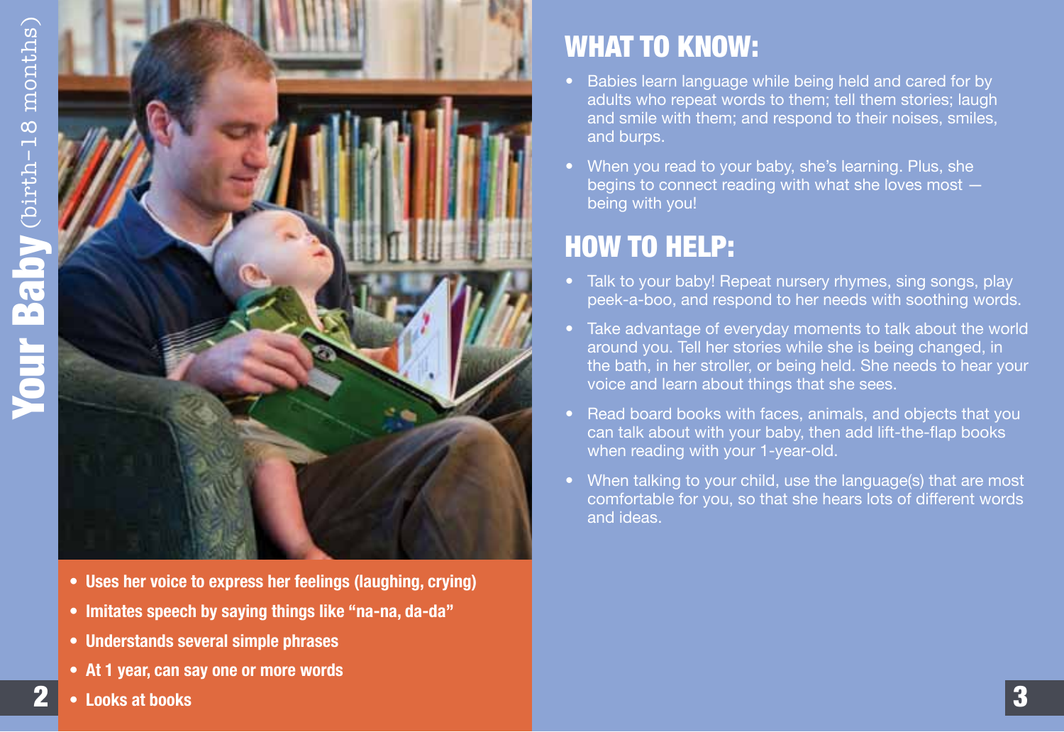# Your Baby (birth-18 months)

- Uses her voice to express her feelings (laughing, crying)
- Imitates speech by saying things like "na-na, da-da"
- Understands several simple phrases
- At 1 year, can say one or more words
- Looks at books

## WHAT TO KNOW:

- Babies learn language while being held and cared for by adults who repeat words to them; tell them stories; laugh and smile with them; and respond to their noises, smiles, and burps.
- When you read to your baby, she's learning. Plus, she begins to connect reading with what she loves most — being with you!

## HOW TO HELP:

- Talk to your baby! Repeat nursery rhymes, sing songs, play peek-a-boo, and respond to her needs with soothing words.
- Take advantage of everyday moments to talk about the world around you. Tell her stories while she is being changed, in the bath, in her stroller, or being held. She needs to hear your voice and learn about things that she sees.
- Read board books with faces, animals, and objects that you can talk about with your baby, then add lift-the-flap books when reading with your 1-year-old.
- When talking to your child, use the language(s) that are most comfortable for you, so that she hears lots of different words and ideas.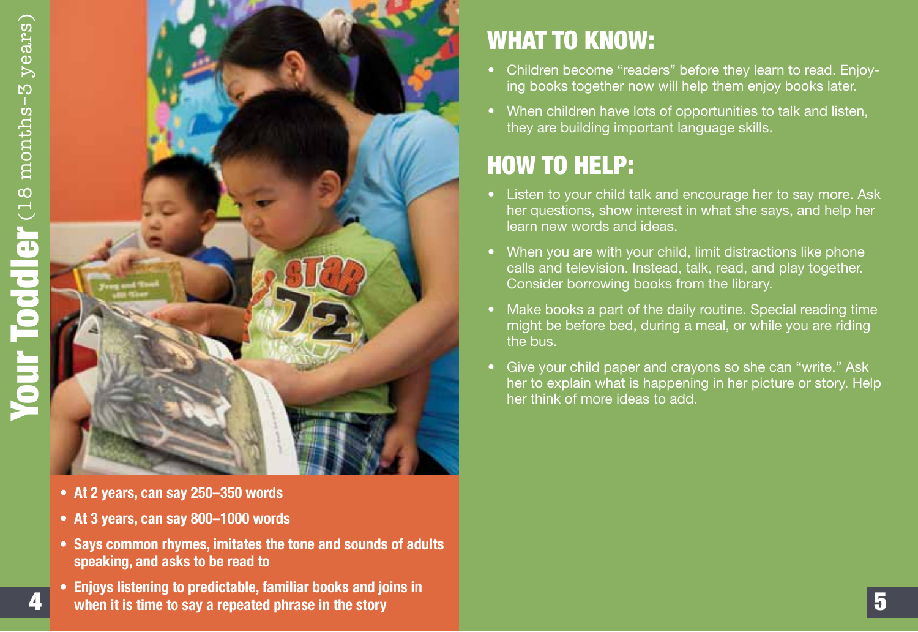# Your Toddler (18 months–3 years)

- **At 2 years, can say 250–350 words**
- **At 3 years, can say 800–1000 words**
- **Says common rhymes, imitates the tone and sounds of adults speaking, and asks to be read to**
- **Enjoys listening to predictable, familiar books and joins in when it is time to say a repeated phrase in the story**

## WHAT TO KNOW:

- Children become "readers" before they learn to read. Enjoying books together now will help them enjoy books later.
- When children have lots of opportunities to talk and listen, they are building important language skills.

## HOW TO HELP:

- Listen to your child talk and encourage her to say more. Ask her questions, show interest in what she says, and help her learn new words and ideas.
- When you are with your child, limit distractions like phone calls and television. Instead, talk, read, and play together. Consider borrowing books from the library.
- Make books a part of the daily routine. Special reading time might be before bed, during a meal, or while you are riding the bus.
- Give your child paper and crayons so she can "write." Ask her to explain what is happening in her picture or story. Help her think of more ideas to add.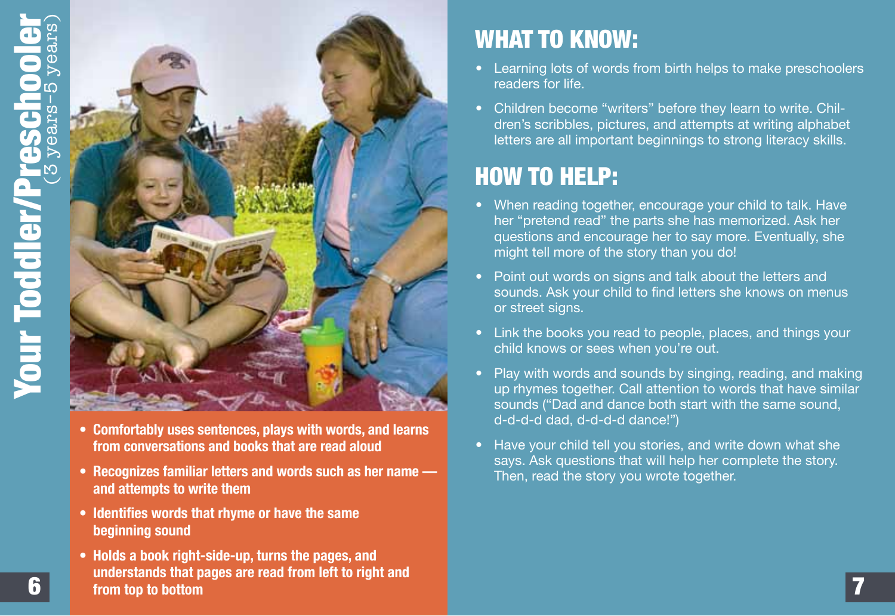# Your Toddler/Preschooler
(3 years–5 years)

- **Comfortably uses sentences, plays with words, and learns from conversations and books that are read aloud**
- **Recognizes familiar letters and words such as her name — and attempts to write them**
- **Identifies words that rhyme or have the same beginning sound**
- **Holds a book right-side-up, turns the pages, and understands that pages are read from left to right and from top to bottom**

## WHAT TO KNOW:

- Learning lots of words from birth helps to make preschoolers readers for life.
- Children become "writers" before they learn to write. Children's scribbles, pictures, and attempts at writing alphabet letters are all important beginnings to strong literacy skills.

## HOW TO HELP:

- When reading together, encourage your child to talk. Have her "pretend read" the parts she has memorized. Ask her questions and encourage her to say more. Eventually, she might tell more of the story than you do!
- Point out words on signs and talk about the letters and sounds. Ask your child to find letters she knows on menus or street signs.
- Link the books you read to people, places, and things your child knows or sees when you're out.
- Play with words and sounds by singing, reading, and making up rhymes together. Call attention to words that have similar sounds ("Dad and dance both start with the same sound, d-d-d-d dad, d-d-d-d dance!")
- Have your child tell you stories, and write down what she says. Ask questions that will help her complete the story. Then, read the story you wrote together.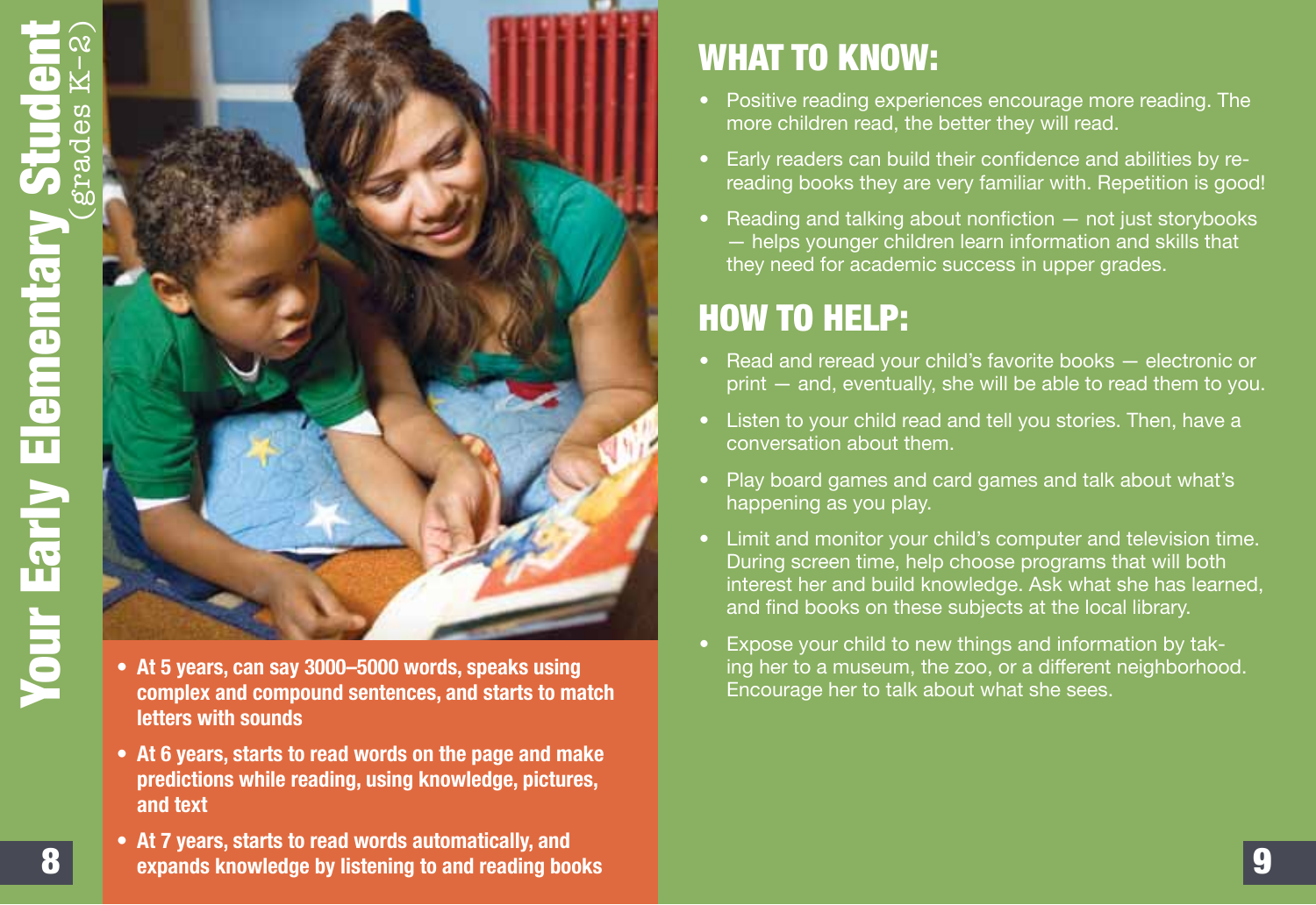# Your Early Elementary Student (grades K–2)

- **At 5 years, can say 3000–5000 words, speaks using complex and compound sentences, and starts to match letters with sounds**
- **At 6 years, starts to read words on the page and make predictions while reading, using knowledge, pictures, and text**
- **At 7 years, starts to read words automatically, and expands knowledge by listening to and reading books**

## WHAT TO KNOW:

- Positive reading experiences encourage more reading. The more children read, the better they will read.
- Early readers can build their confidence and abilities by re-reading books they are very familiar with. Repetition is good!
- Reading and talking about nonfiction — not just storybooks — helps younger children learn information and skills that they need for academic success in upper grades.

## HOW TO HELP:

- Read and reread your child's favorite books — electronic or print — and, eventually, she will be able to read them to you.
- Listen to your child read and tell you stories. Then, have a conversation about them.
- Play board games and card games and talk about what's happening as you play.
- Limit and monitor your child's computer and television time. During screen time, help choose programs that will both interest her and build knowledge. Ask what she has learned, and find books on these subjects at the local library.
- Expose your child to new things and information by taking her to a museum, the zoo, or a different neighborhood. Encourage her to talk about what she sees.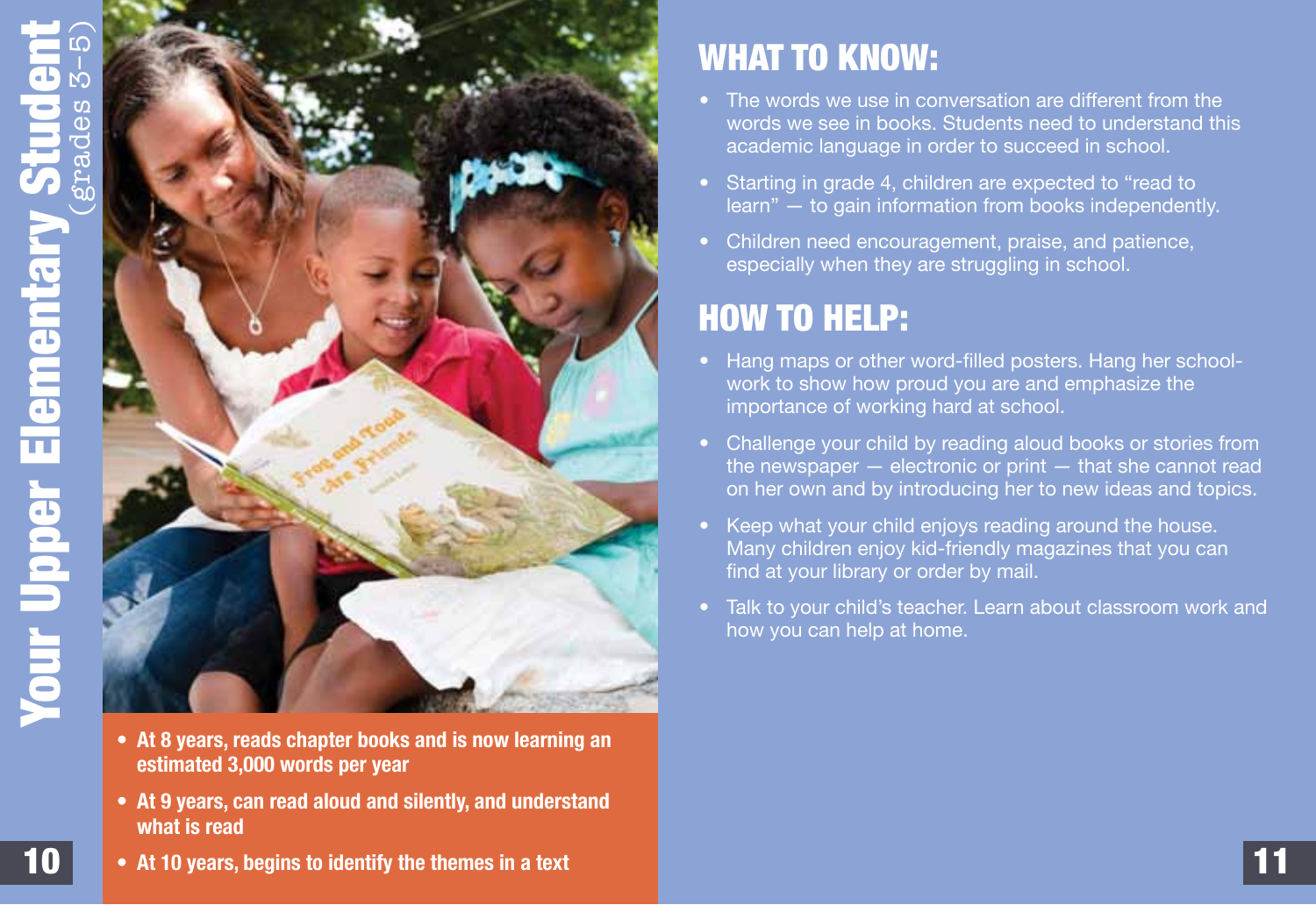# Your Upper Elementary Student (grades 3–5)

- **At 8 years, reads chapter books and is now learning an estimated 3,000 words per year**
- **At 9 years, can read aloud and silently, and understand what is read**
- **At 10 years, begins to identify the themes in a text**

## WHAT TO KNOW:

- The words we use in conversation are different from the words we see in books. Students need to understand this academic language in order to succeed in school.
- Starting in grade 4, children are expected to "read to learn" — to gain information from books independently.
- Children need encouragement, praise, and patience, especially when they are struggling in school.

## HOW TO HELP:

- Hang maps or other word-filled posters. Hang her school-work to show how proud you are and emphasize the importance of working hard at school.
- Challenge your child by reading aloud books or stories from the newspaper — electronic or print — that she cannot read on her own and by introducing her to new ideas and topics.
- Keep what your child enjoys reading around the house. Many children enjoy kid-friendly magazines that you can find at your library or order by mail.
- Talk to your child's teacher. Learn about classroom work and how you can help at home.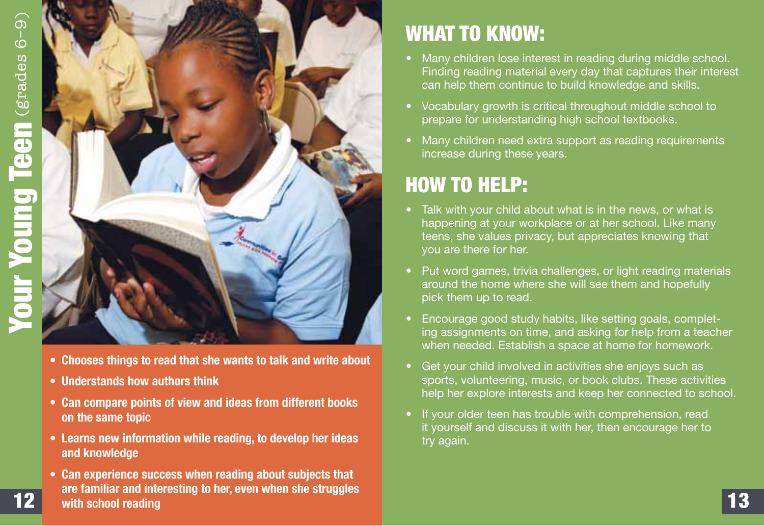# Your Young Teen (grades 6–9)

- **Chooses things to read that she wants to talk and write about**
- **Understands how authors think**
- **Can compare points of view and ideas from different books on the same topic**
- **Learns new information while reading, to develop her ideas and knowledge**
- **Can experience success when reading about subjects that are familiar and interesting to her, even when she struggles with school reading**

## WHAT TO KNOW:

- Many children lose interest in reading during middle school. Finding reading material every day that captures their interest can help them continue to build knowledge and skills.
- Vocabulary growth is critical throughout middle school to prepare for understanding high school textbooks.
- Many children need extra support as reading requirements increase during these years.

## HOW TO HELP:

- Talk with your child about what is in the news, or what is happening at your workplace or at her school. Like many teens, she values privacy, but appreciates knowing that you are there for her.
- Put word games, trivia challenges, or light reading materials around the home where she will see them and hopefully pick them up to read.
- Encourage good study habits, like setting goals, completing assignments on time, and asking for help from a teacher when needed. Establish a space at home for homework.
- Get your child involved in activities she enjoys such as sports, volunteering, music, or book clubs. These activities help her explore interests and keep her connected to school.
- If your older teen has trouble with comprehension, read it yourself and discuss it with her, then encourage her to try again.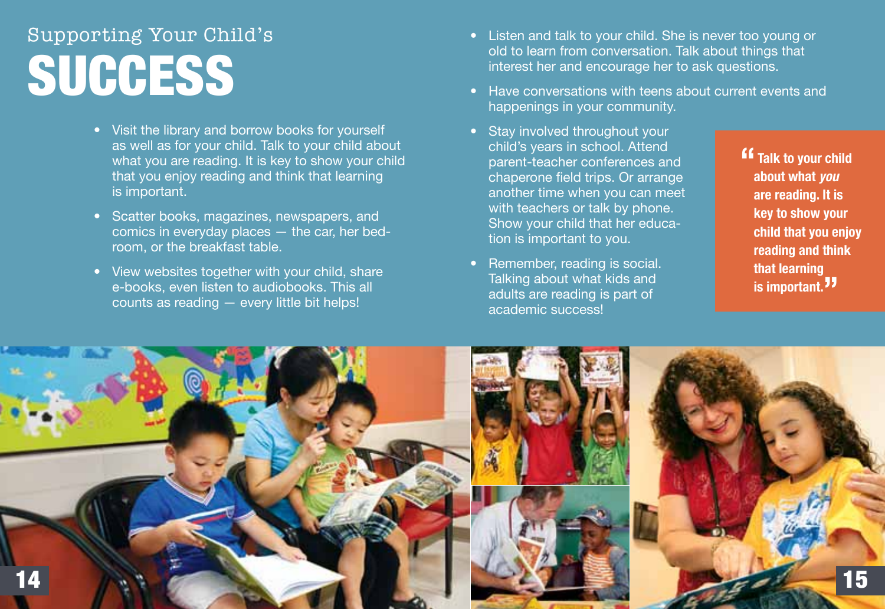# Supporting Your Child's SUCCESS

- Visit the library and borrow books for yourself as well as for your child. Talk to your child about what you are reading. It is key to show your child that you enjoy reading and think that learning is important.
- Scatter books, magazines, newspapers, and comics in everyday places — the car, her bedroom, or the breakfast table.
- View websites together with your child, share e-books, even listen to audiobooks. This all counts as reading — every little bit helps!
- Listen and talk to your child. She is never too young or old to learn from conversation. Talk about things that interest her and encourage her to ask questions.
- Have conversations with teens about current events and happenings in your community.
- Stay involved throughout your child's years in school. Attend parent-teacher conferences and chaperone field trips. Or arrange another time when you can meet with teachers or talk by phone. Show your child that her education is important to you.
- Remember, reading is social. Talking about what kids and adults are reading is part of academic success!

> **"Talk to your child about what *you* are reading. It is key to show your child that you enjoy reading and think that learning is important."**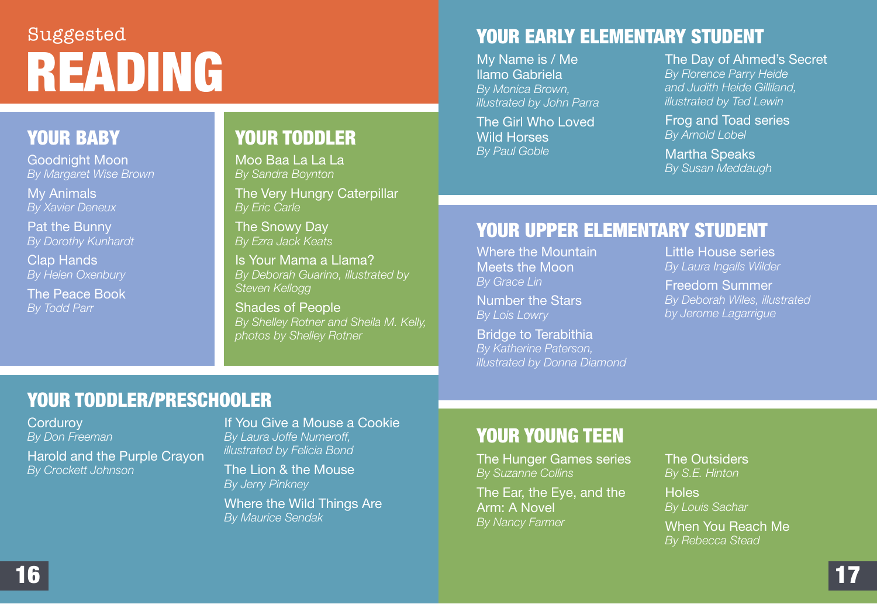Suggested

# READING

## YOUR BABY

Goodnight Moon
*By Margaret Wise Brown*

My Animals
*By Xavier Deneux*

Pat the Bunny
*By Dorothy Kunhardt*

Clap Hands
*By Helen Oxenbury*

The Peace Book
*By Todd Parr*

## YOUR TODDLER

Moo Baa La La La
*By Sandra Boynton*

The Very Hungry Caterpillar
*By Eric Carle*

The Snowy Day
*By Ezra Jack Keats*

Is Your Mama a Llama?
*By Deborah Guarino, illustrated by Steven Kellogg*

Shades of People
*By Shelley Rotner and Sheila M. Kelly, photos by Shelley Rotner*

## YOUR TODDLER/PRESCHOOLER

Corduroy
*By Don Freeman*

Harold and the Purple Crayon
*By Crockett Johnson*

If You Give a Mouse a Cookie
*By Laura Joffe Numeroff, illustrated by Felicia Bond*

The Lion & the Mouse
*By Jerry Pinkney*

Where the Wild Things Are
*By Maurice Sendak*

## YOUR EARLY ELEMENTARY STUDENT

My Name is / Me llamo Gabriela
*By Monica Brown, illustrated by John Parra*

The Girl Who Loved Wild Horses
*By Paul Goble*

The Day of Ahmed's Secret
*By Florence Parry Heide and Judith Heide Gilliland, illustrated by Ted Lewin*

Frog and Toad series
*By Arnold Lobel*

Martha Speaks
*By Susan Meddaugh*

## YOUR UPPER ELEMENTARY STUDENT

Where the Mountain Meets the Moon
*By Grace Lin*

Number the Stars
*By Lois Lowry*

Bridge to Terabithia
*By Katherine Paterson, illustrated by Donna Diamond*

Little House series
*By Laura Ingalls Wilder*

Freedom Summer
*By Deborah Wiles, illustrated by Jerome Lagarrigue*

## YOUR YOUNG TEEN

The Hunger Games series
*By Suzanne Collins*

The Ear, the Eye, and the Arm: A Novel
*By Nancy Farmer*

The Outsiders
*By S.E. Hinton*

Holes
*By Louis Sachar*

When You Reach Me
*By Rebecca Stead*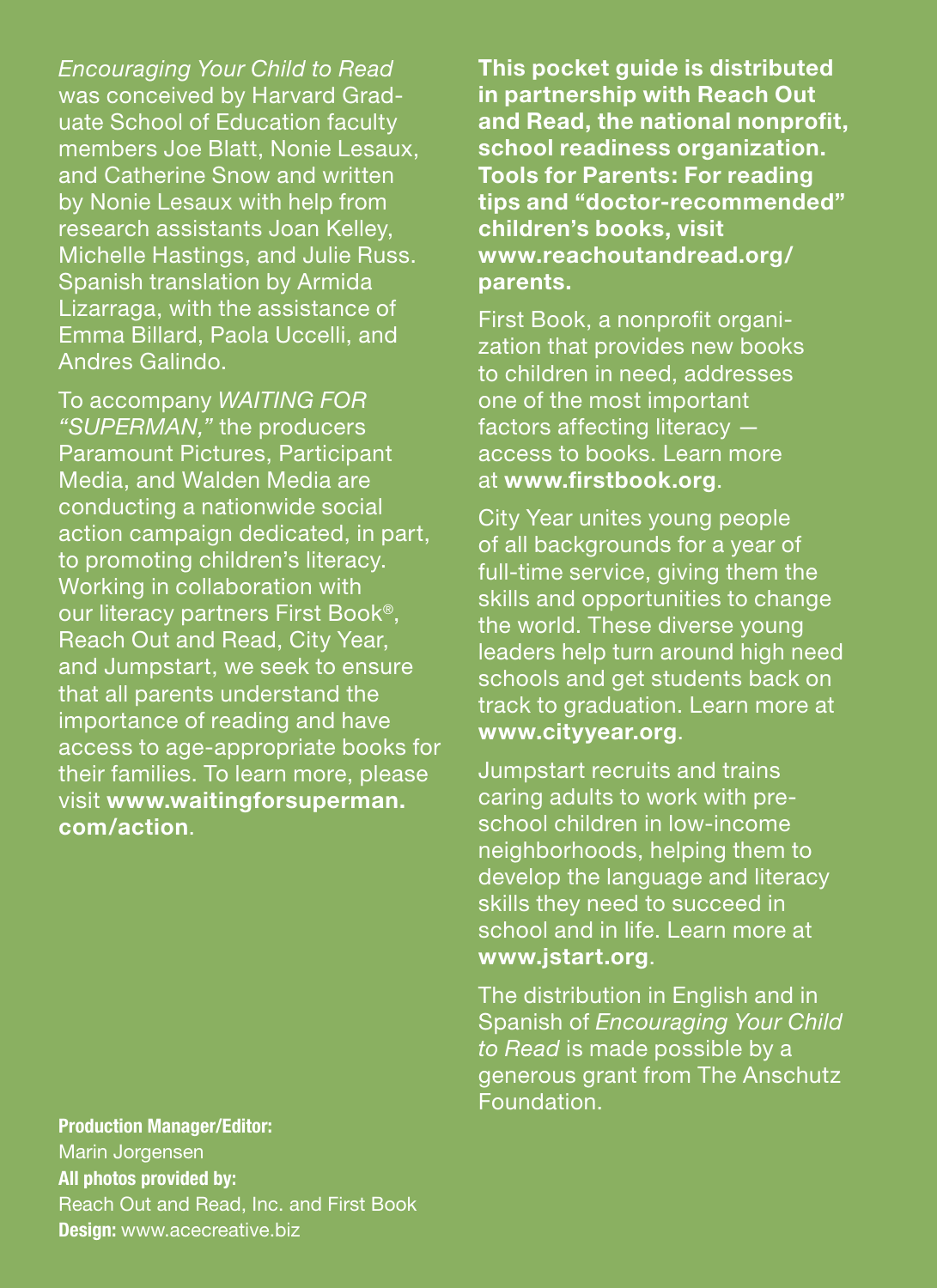*Encouraging Your Child to Read* was conceived by Harvard Graduate School of Education faculty members Joe Blatt, Nonie Lesaux, and Catherine Snow and written by Nonie Lesaux with help from research assistants Joan Kelley, Michelle Hastings, and Julie Russ. Spanish translation by Armida Lizarraga, with the assistance of Emma Billard, Paola Uccelli, and Andres Galindo.

To accompany *WAITING FOR "SUPERMAN,"* the producers Paramount Pictures, Participant Media, and Walden Media are conducting a nationwide social action campaign dedicated, in part, to promoting children's literacy. Working in collaboration with our literacy partners First Book®, Reach Out and Read, City Year, and Jumpstart, we seek to ensure that all parents understand the importance of reading and have access to age-appropriate books for their families. To learn more, please visit **www.waitingforsuperman.com/action**.

**Production Manager/Editor:**
Marin Jorgensen
**All photos provided by:**
Reach Out and Read, Inc. and First Book
**Design:** www.acecreative.biz

**This pocket guide is distributed in partnership with Reach Out and Read, the national nonprofit, school readiness organization. Tools for Parents: For reading tips and "doctor-recommended" children's books, visit www.reachoutandread.org/parents.**

First Book, a nonprofit organization that provides new books to children in need, addresses one of the most important factors affecting literacy — access to books. Learn more at **www.firstbook.org**.

City Year unites young people of all backgrounds for a year of full-time service, giving them the skills and opportunities to change the world. These diverse young leaders help turn around high need schools and get students back on track to graduation. Learn more at **www.cityyear.org**.

Jumpstart recruits and trains caring adults to work with preschool children in low-income neighborhoods, helping them to develop the language and literacy skills they need to succeed in school and in life. Learn more at **www.jstart.org**.

The distribution in English and in Spanish of *Encouraging Your Child to Read* is made possible by a generous grant from The Anschutz Foundation.